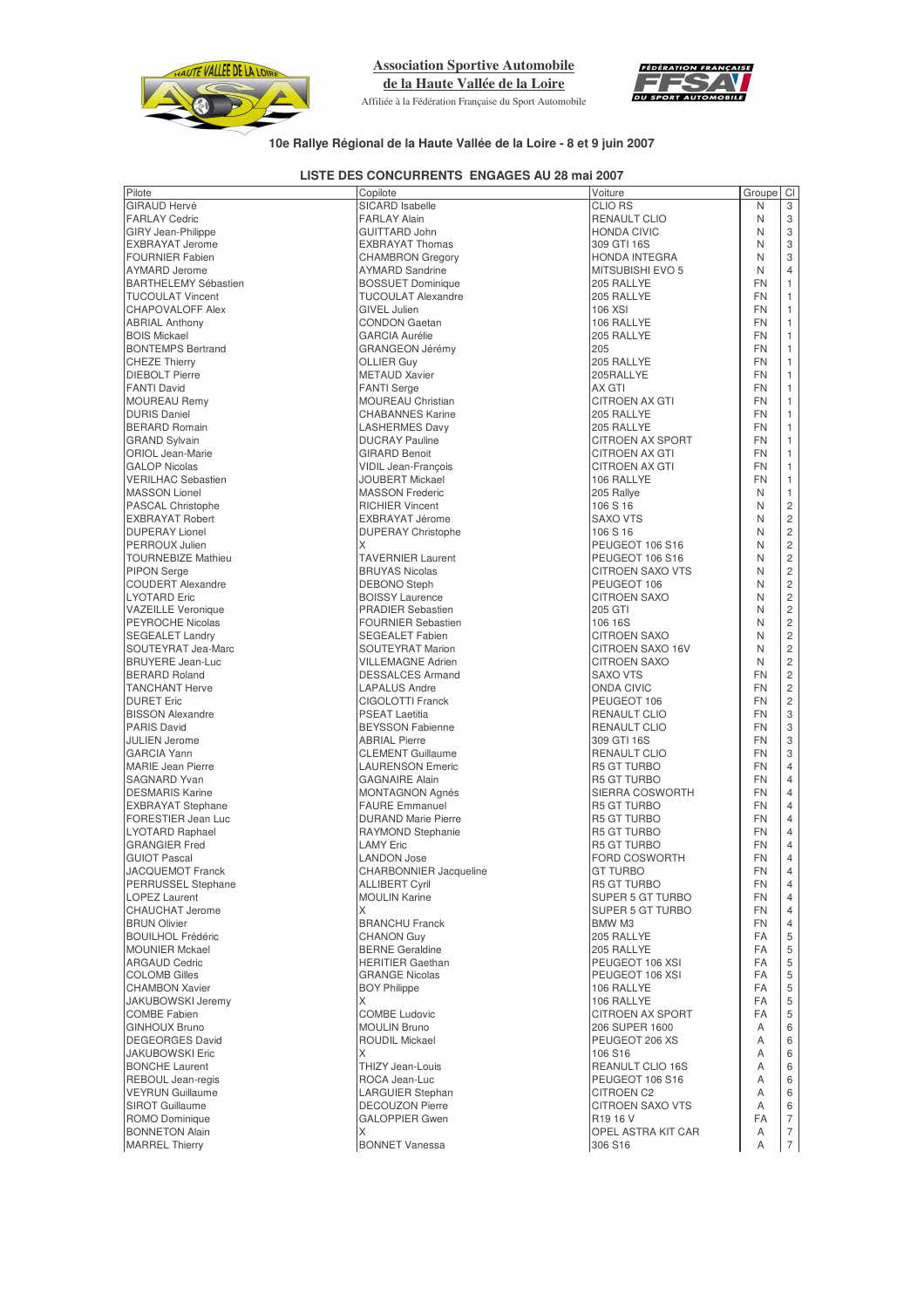**Association Sportive Automobile**
**de la Haute Vallée de la Loire**
Affiliée à la Fédération Française du Sport Automobile

## 10e Rallye Régional de la Haute Vallée de la Loire - 8 et 9 juin 2007

### LISTE DES CONCURRENTS ENGAGES AU 28 mai 2007

| Pilote | Copilote | Voiture | Groupe | Cl |
|---|---|---|---|---|
| GIRAUD Hervé | SICARD Isabelle | CLIO RS | N | 3 |
| FARLAY Cedric | FARLAY Alain | RENAULT CLIO | N | 3 |
| GIRY Jean-Philippe | GUITTARD John | HONDA CIVIC | N | 3 |
| EXBRAYAT Jerome | EXBRAYAT Thomas | 309 GTI 16S | N | 3 |
| FOURNIER Fabien | CHAMBRON Gregory | HONDA INTEGRA | N | 3 |
| AYMARD Jerome | AYMARD Sandrine | MITSUBISHI EVO 5 | N | 4 |
| BARTHELEMY Sébastien | BOSSUET Dominique | 205 RALLYE | FN | 1 |
| TUCOULAT Vincent | TUCOULAT Alexandre | 205 RALLYE | FN | 1 |
| CHAPOVALOFF Alex | GIVEL Julien | 106 XSI | FN | 1 |
| ABRIAL Anthony | CONDON Gaetan | 106 RALLYE | FN | 1 |
| BOIS Mickael | GARCIA Aurélie | 205 RALLYE | FN | 1 |
| BONTEMPS Bertrand | GRANGEON Jérémy | 205 | FN | 1 |
| CHEZE Thierry | OLLIER Guy | 205 RALLYE | FN | 1 |
| DIEBOLT Pierre | METAUD Xavier | 205RALLYE | FN | 1 |
| FANTI David | FANTI Serge | AX GTI | FN | 1 |
| MOUREAU Remy | MOUREAU Christian | CITROEN AX GTI | FN | 1 |
| DURIS Daniel | CHABANNES Karine | 205 RALLYE | FN | 1 |
| BERARD Romain | LASHERMES Davy | 205 RALLYE | FN | 1 |
| GRAND Sylvain | DUCRAY Pauline | CITROEN AX SPORT | FN | 1 |
| ORIOL Jean-Marie | GIRARD Benoit | CITROEN AX GTI | FN | 1 |
| GALOP Nicolas | VIDIL Jean-François | CITROEN AX GTI | FN | 1 |
| VERILHAC Sebastien | JOUBERT Mickael | 106 RALLYE | FN | 1 |
| MASSON Lionel | MASSON Frederic | 205 Rallye | N | 1 |
| PASCAL Christophe | RICHIER Vincent | 106 S 16 | N | 2 |
| EXBRAYAT Robert | EXBRAYAT Jérome | SAXO VTS | N | 2 |
| DUPERAY Lionel | DUPERAY Christophe | 106 S 16 | N | 2 |
| PERROUX Julien | X | PEUGEOT 106 S16 | N | 2 |
| TOURNEBIZE Mathieu | TAVERNIER Laurent | PEUGEOT 106 S16 | N | 2 |
| PIPON Serge | BRUYAS Nicolas | CITROEN SAXO VTS | N | 2 |
| COUDERT Alexandre | DEBONO Steph | PEUGEOT 106 | N | 2 |
| LYOTARD Eric | BOISSY Laurence | CITROEN SAXO | N | 2 |
| VAZEILLE Veronique | PRADIER Sebastien | 205 GTI | N | 2 |
| PEYROCHE Nicolas | FOURNIER Sebastien | 106 16S | N | 2 |
| SEGEALET Landry | SEGEALET Fabien | CITROEN SAXO | N | 2 |
| SOUTEYRAT Jea-Marc | SOUTEYRAT Marion | CITROEN SAXO 16V | N | 2 |
| BRUYERE Jean-Luc | VILLEMAGNE Adrien | CITROEN SAXO | N | 2 |
| BERARD Roland | DESSALCES Armand | SAXO VTS | FN | 2 |
| TANCHANT Herve | LAPALUS Andre | ONDA CIVIC | FN | 2 |
| DURET Eric | CIGOLOTTI Franck | PEUGEOT 106 | FN | 2 |
| BISSON Alexandre | PSEAT Laetitia | RENAULT CLIO | FN | 3 |
| PARIS David | BEYSSON Fabienne | RENAULT CLIO | FN | 3 |
| JULIEN Jerome | ABRIAL Pierre | 309 GTI 16S | FN | 3 |
| GARCIA Yann | CLEMENT Guillaume | RENAULT CLIO | FN | 3 |
| MARIE Jean Pierre | LAURENSON Emeric | R5 GT TURBO | FN | 4 |
| SAGNARD Yvan | GAGNAIRE Alain | R5 GT TURBO | FN | 4 |
| DESMARIS Karine | MONTAGNON Agnés | SIERRA COSWORTH | FN | 4 |
| EXBRAYAT Stephane | FAURE Emmanuel | R5 GT TURBO | FN | 4 |
| FORESTIER Jean Luc | DURAND Marie Pierre | R5 GT TURBO | FN | 4 |
| LYOTARD Raphael | RAYMOND Stephanie | R5 GT TURBO | FN | 4 |
| GRANGIER Fred | LAMY Eric | R5 GT TURBO | FN | 4 |
| GUIOT Pascal | LANDON Jose | FORD COSWORTH | FN | 4 |
| JACQUEMOT Franck | CHARBONNIER Jacqueline | GT TURBO | FN | 4 |
| PERRUSSEL Stephane | ALLIBERT Cyril | R5 GT TURBO | FN | 4 |
| LOPEZ Laurent | MOULIN Karine | SUPER 5 GT TURBO | FN | 4 |
| CHAUCHAT Jerome | X | SUPER 5 GT TURBO | FN | 4 |
| BRUN Olivier | BRANCHU Franck | BMW M3 | FN | 4 |
| BOUILHOL Frédéric | CHANON Guy | 205 RALLYE | FA | 5 |
| MOUNIER Mckael | BERNE Geraldine | 205 RALLYE | FA | 5 |
| ARGAUD Cedric | HERITIER Gaethan | PEUGEOT 106 XSI | FA | 5 |
| COLOMB Gilles | GRANGE Nicolas | PEUGEOT 106 XSI | FA | 5 |
| CHAMBON Xavier | BOY Philippe | 106 RALLYE | FA | 5 |
| JAKUBOWSKI Jeremy | X | 106 RALLYE | FA | 5 |
| COMBE Fabien | COMBE Ludovic | CITROEN AX SPORT | FA | 5 |
| GINHOUX Bruno | MOULIN Bruno | 206 SUPER 1600 | A | 6 |
| DEGEORGES David | ROUDIL Mickael | PEUGEOT 206 XS | A | 6 |
| JAKUBOWSKI Eric | X | 106 S16 | A | 6 |
| BONCHE Laurent | THIZY Jean-Louis | REANAULT CLIO 16S | A | 6 |
| REBOUL Jean-regis | ROCA Jean-Luc | PEUGEOT 106 S16 | A | 6 |
| VEYRUN Guillaume | LARGUIER Stephan | CITROEN C2 | A | 6 |
| SIROT Guillaume | DECOUZON Pierre | CITROEN SAXO VTS | A | 6 |
| ROMO Dominique | GALOPPIER Gwen | R19 16 V | FA | 7 |
| BONNETON Alain | X | OPEL ASTRA KIT CAR | A | 7 |
| MARREL Thierry | BONNET Vanessa | 306 S16 | A | 7 |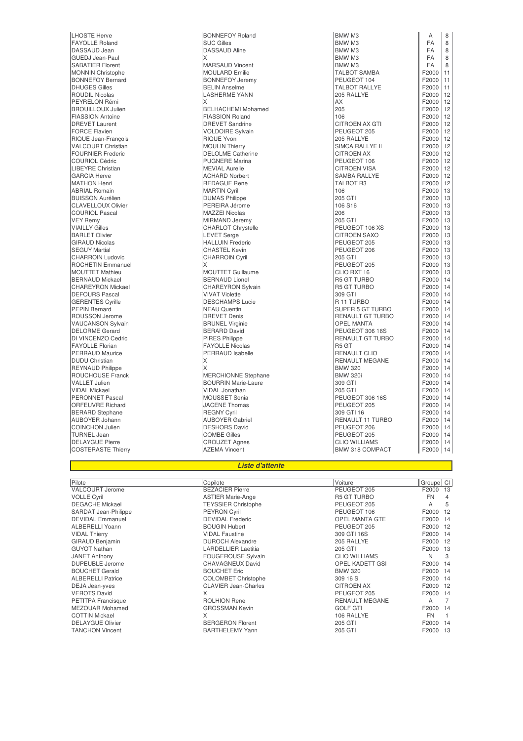| | | | | |
|---|---|---|---|---|
| LHOSTE Herve | BONNEFOY Roland | BMW M3 | A | 8 |
| FAYOLLE Roland | SUC Gilles | BMW M3 | FA | 8 |
| DASSAUD Jean | DASSAUD Aline | BMW M3 | FA | 8 |
| GUEDJ Jean-Paul | X | BMW M3 | FA | 8 |
| SABATIER Florent | MARSAUD Vincent | BMW M3 | FA | 8 |
| MONNIN Christophe | MOULARD Emilie | TALBOT SAMBA | F2000 | 11 |
| BONNEFOY Bernard | BONNEFOY Jeremy | PEUGEOT 104 | F2000 | 11 |
| DHUGES Gilles | BELIN Anselme | TALBOT RALLYE | F2000 | 11 |
| ROUDIL Nicolas | LASHERME YANN | 205 RALLYE | F2000 | 12 |
| PEYRELON Rémi | X | AX | F2000 | 12 |
| BROUILLOUX Julien | BELHACHEMI Mohamed | 205 | F2000 | 12 |
| FIASSION Antoine | FIASSION Roland | 106 | F2000 | 12 |
| DREVET Laurent | DREVET Sandrine | CITROEN AX GTI | F2000 | 12 |
| FORCE Flavien | VOLDOIRE Sylvain | PEUGEOT 205 | F2000 | 12 |
| RIQUE Jean-François | RIQUE Yvon | 205 RALLYE | F2000 | 12 |
| VALCOURT Christian | MOULIN Thierry | SIMCA RALLYE II | F2000 | 12 |
| FOURNIER Frederic | DELOLME Catherine | CITROEN AX | F2000 | 12 |
| COURIOL Cédric | PUGNERE Marina | PEUGEOT 106 | F2000 | 12 |
| LIBEYRE Christian | MEVIAL Aurelie | CITROEN VISA | F2000 | 12 |
| GARCIA Herve | ACHARD Norbert | SAMBA RALLYE | F2000 | 12 |
| MATHON Henri | REDAGUE Rene | TALBOT R3 | F2000 | 12 |
| ABRIAL Romain | MARTIN Cyril | 106 | F2000 | 13 |
| BUISSON Aurélien | DUMAS Philippe | 205 GTI | F2000 | 13 |
| CLAVELLOUX Olivier | PEREIRA Jérome | 106 S16 | F2000 | 13 |
| COURIOL Pascal | MAZZEI Nicolas | 206 | F2000 | 13 |
| VEY Remy | MIRMAND Jeremy | 205 GTI | F2000 | 13 |
| VIAILLY Gilles | CHARLOT Chrystelle | PEUGEOT 106 XS | F2000 | 13 |
| BARLET Olivier | LEVET Serge | CITROEN SAXO | F2000 | 13 |
| GIRAUD Nicolas | HALLUIN Frederic | PEUGEOT 205 | F2000 | 13 |
| SEGUY Martial | CHASTEL Kevin | PEUGEOT 206 | F2000 | 13 |
| CHARROIN Ludovic | CHARROIN Cyril | 205 GTI | F2000 | 13 |
| ROCHETIN Emmanuel | X | PEUGEOT 205 | F2000 | 13 |
| MOUTTET Mathieu | MOUTTET Guillaume | CLIO RXT 16 | F2000 | 13 |
| BERNAUD Mickael | BERNAUD Lionel | R5 GT TURBO | F2000 | 14 |
| CHAREYRON Mickael | CHAREYRON Sylvain | R5 GT TURBO | F2000 | 14 |
| DEFOURS Pascal | VIVAT Violette | 309 GTI | F2000 | 14 |
| GERENTES Cyrille | DESCHAMPS Lucie | R 11 TURBO | F2000 | 14 |
| PEPIN Bernard | NEAU Quentin | SUPER 5 GT TURBO | F2000 | 14 |
| ROUSSON Jerome | DREVET Denis | RENAULT GT TURBO | F2000 | 14 |
| VAUCANSON Sylvain | BRUNEL Virginie | OPEL MANTA | F2000 | 14 |
| DELORME Gerard | BERARD David | PEUGEOT 306 16S | F2000 | 14 |
| DI VINCENZO Cedric | PIRES Philippe | RENAULT GT TURBO | F2000 | 14 |
| FAYOLLE Florian | FAYOLLE Nicolas | R5 GT | F2000 | 14 |
| PERRAUD Maurice | PERRAUD Isabelle | RENAULT CLIO | F2000 | 14 |
| DUDU Christian | X | RENAULT MEGANE | F2000 | 14 |
| REYNAUD Philippe | X | BMW 320 | F2000 | 14 |
| ROUCHOUSE Franck | MERCHIONNE Stephane | BMW 320i | F2000 | 14 |
| VALLET Julien | BOURRIN Marie-Laure | 309 GTI | F2000 | 14 |
| VIDAL Mickael | VIDAL Jonathan | 205 GTI | F2000 | 14 |
| PERONNET Pascal | MOUSSET Sonia | PEUGEOT 306 16S | F2000 | 14 |
| ORFEUVRE Richard | JACENE Thomas | PEUGEOT 205 | F2000 | 14 |
| BERARD Stephane | REGNY Cyril | 309 GTI 16 | F2000 | 14 |
| AUBOYER Johann | AUBOYER Gabriel | RENAULT 11 TURBO | F2000 | 14 |
| COINCHON Julien | DESHORS David | PEUGEOT 206 | F2000 | 14 |
| TURNEL Jean | COMBE Gilles | PEUGEOT 205 | F2000 | 14 |
| DELAYGUE Pierre | CROUZET Agnes | CLIO WILLIAMS | F2000 | 14 |
| COSTERASTE Thierry | AZEMA Vincent | BMW 318 COMPACT | F2000 | 14 |

## *Liste d'attente*

| Pilote | Copilote | Voiture | Groupe | Cl |
|---|---|---|---|---|
| VALCOURT Jerome | BEZACIER Pierre | PEUGEOT 205 | F2000 | 13 |
| VOLLE Cyril | ASTIER Marie-Ange | R5 GT TURBO | FN | 4 |
| DEGACHE Mickael | TEYSSIER Christophe | PEUGEOT 205 | A | 5 |
| SARDAT Jean-Philippe | PEYRON Cyril | PEUGEOT 106 | F2000 | 12 |
| DEVIDAL Emmanuel | DEVIDAL Frederic | OPEL MANTA GTE | F2000 | 14 |
| ALBERELLI Yoann | BOUGIN Hubert | PEUGEOT 205 | F2000 | 12 |
| VIDAL Thierry | VIDAL Faustine | 309 GTI 16S | F2000 | 14 |
| GIRAUD Benjamin | DUROCH Alexandre | 205 RALLYE | F2000 | 12 |
| GUYOT Nathan | LARDELLIER Laetitia | 205 GTI | F2000 | 13 |
| JANET Anthony | FOUGEROUSE Sylvain | CLIO WILLIAMS | N | 3 |
| DUPEUBLE Jerome | CHAVAGNEUX David | OPEL KADETT GSI | F2000 | 14 |
| BOUCHET Gerald | BOUCHET Eric | BMW 320 | F2000 | 14 |
| ALBERELLI Patrice | COLOMBET Christophe | 309 16 S | F2000 | 14 |
| DEJA Jean-yves | CLAVIER Jean-Charles | CITROEN AX | F2000 | 12 |
| VEROTS David | X | PEUGEOT 205 | F2000 | 14 |
| PETITPA Francisque | ROLHION Rene | RENAULT MEGANE | A | 7 |
| MEZOUAR Mohamed | GROSSMAN Kevin | GOLF GTI | F2000 | 14 |
| COTTIN Mickael | X | 106 RALLYE | FN | 1 |
| DELAYGUE Olivier | BERGERON Florent | 205 GTI | F2000 | 14 |
| TANCHON Vincent | BARTHELEMY Yann | 205 GTI | F2000 | 13 |